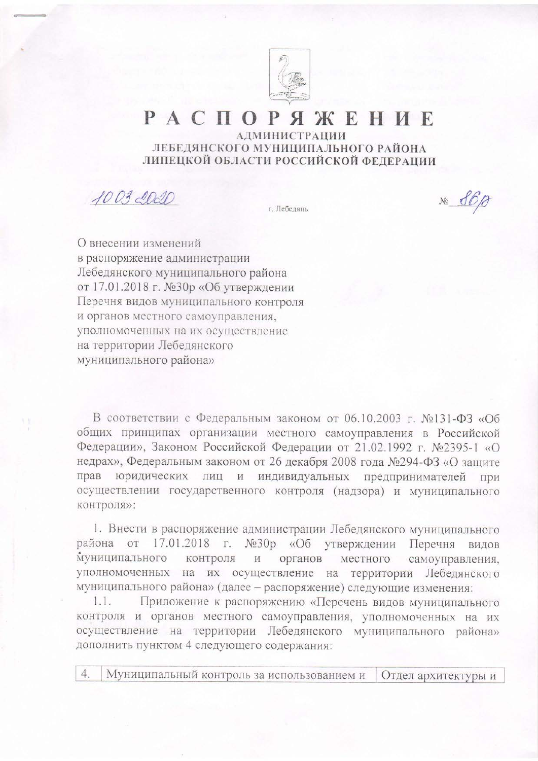# РАСПОРЯЖЕНИЕ

**АДМИНИСТРАЦИИ ЛЕБЕДЯНСКОГО МУНИЦИПАЛЬНОГО РАЙОНА ЛИПЕЦКОЙ ОБЛАСТИ РОССИЙСКОЙ ФЕДЕРАЦИИ**

10.03.2020 г. Лебедянь № 86р

О внесении изменений
в распоряжение администрации
Лебедянского муниципального района
от 17.01.2018 г. №30р «Об утверждении
Перечня видов муниципального контроля
и органов местного самоуправления,
уполномоченных на их осуществление
на территории Лебедянского
муниципального района»

В соответствии с Федеральным законом от 06.10.2003 г. №131-ФЗ «Об общих принципах организации местного самоуправления в Российской Федерации», Законом Российской Федерации от 21.02.1992 г. №2395-1 «О недрах», Федеральным законом от 26 декабря 2008 года №294-ФЗ «О защите прав юридических лиц и индивидуальных предпринимателей при осуществлении государственного контроля (надзора) и муниципального контроля»:

1. Внести в распоряжение администрации Лебедянского муниципального района от 17.01.2018 г. №30р «Об утверждении Перечня видов муниципального контроля и органов местного самоуправления, уполномоченных на их осуществление на территории Лебедянского муниципального района» (далее – распоряжение) следующие изменения:

1.1. Приложение к распоряжению «Перечень видов муниципального контроля и органов местного самоуправления, уполномоченных на их осуществление на территории Лебедянского муниципального района» дополнить пунктом 4 следующего содержания:

| 4. | Муниципальный контроль за использованием и | Отдел архитектуры и |
|---|---|---|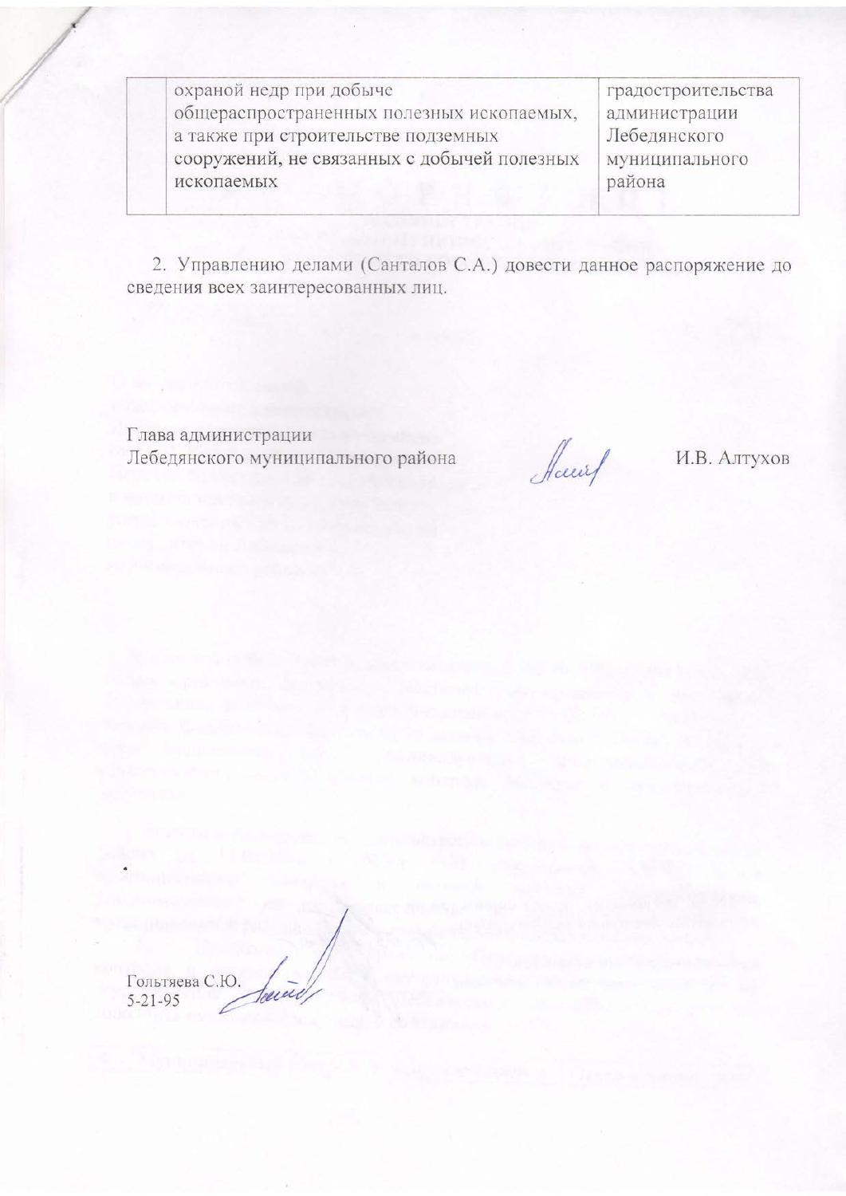| | | |
|---|---|---|
| | охраной недр при добыче общераспространенных полезных ископаемых, а также при строительстве подземных сооружений, не связанных с добычей полезных ископаемых | градостроительства администрации Лебедянского муниципального района |

2. Управлению делами (Санталов С.А.) довести данное распоряжение до сведения всех заинтересованных лиц.

Глава администрации
Лебедянского муниципального района И.В. Алтухов

Гольтяева С.Ю.
5-21-95